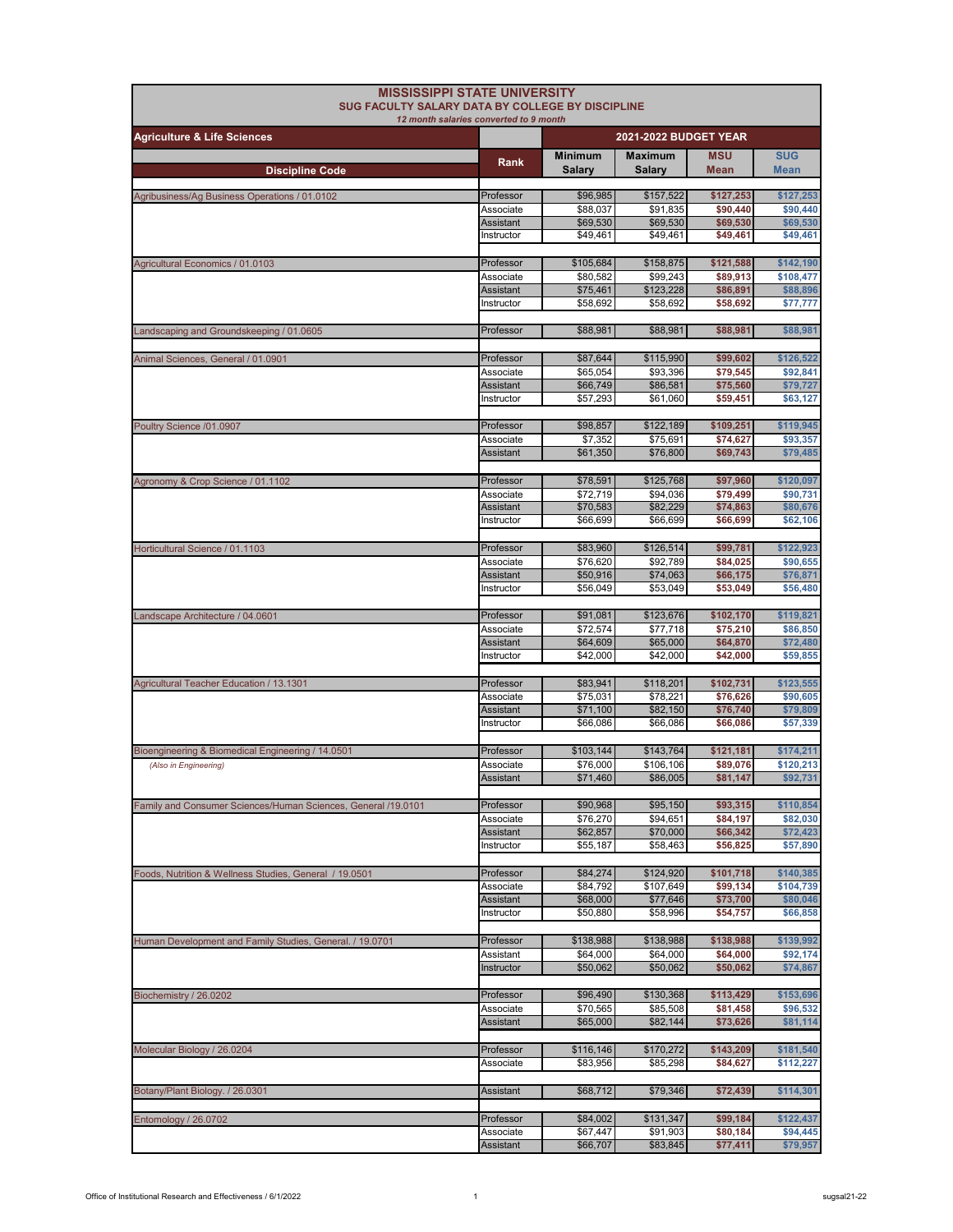# MISSISSIPPI STATE UNIVERSITY

## SUG FACULTY SALARY DATA BY COLLEGE BY DISCIPLINE

*12 month salaries converted to 9 month*

| Agriculture & Life Sciences | | 2021-2022 BUDGET YEAR | | | |
|---|---|---|---|---|---|
| **Discipline Code** | **Rank** | **Minimum Salary** | **Maximum Salary** | **MSU Mean** | **SUG Mean** |
| Agribusiness/Ag Business Operations / 01.0102 | Professor | $96,985 | $157,522 | $127,253 | $127,253 |
| | Associate | $88,037 | $91,835 | $90,440 | $90,440 |
| | Assistant | $69,530 | $69,530 | $69,530 | $69,530 |
| | Instructor | $49,461 | $49,461 | $49,461 | $49,461 |
| Agricultural Economics / 01.0103 | Professor | $105,684 | $158,875 | $121,588 | $142,190 |
| | Associate | $80,582 | $99,243 | $89,913 | $108,477 |
| | Assistant | $75,461 | $123,228 | $86,891 | $88,896 |
| | Instructor | $58,692 | $58,692 | $58,692 | $77,777 |
| Landscaping and Groundskeeping / 01.0605 | Professor | $88,981 | $88,981 | $88,981 | $88,981 |
| Animal Sciences, General / 01.0901 | Professor | $87,644 | $115,990 | $99,602 | $126,522 |
| | Associate | $65,054 | $93,396 | $79,545 | $92,841 |
| | Assistant | $66,749 | $86,581 | $75,560 | $79,727 |
| | Instructor | $57,293 | $61,060 | $59,451 | $63,127 |
| Poultry Science /01.0907 | Professor | $98,857 | $122,189 | $109,251 | $119,945 |
| | Associate | $7,352 | $75,691 | $74,627 | $93,357 |
| | Assistant | $61,350 | $76,800 | $69,743 | $79,485 |
| Agronomy & Crop Science / 01.1102 | Professor | $78,591 | $125,768 | $97,960 | $120,097 |
| | Associate | $72,719 | $94,036 | $79,499 | $90,731 |
| | Assistant | $70,583 | $82,229 | $74,863 | $80,676 |
| | Instructor | $66,699 | $66,699 | $66,699 | $62,106 |
| Horticultural Science / 01.1103 | Professor | $83,960 | $126,514 | $99,781 | $122,923 |
| | Associate | $76,620 | $92,789 | $84,025 | $90,655 |
| | Assistant | $50,916 | $74,063 | $66,175 | $76,871 |
| | Instructor | $56,049 | $53,049 | $53,049 | $56,480 |
| Landscape Architecture / 04.0601 | Professor | $91,081 | $123,676 | $102,170 | $119,821 |
| | Associate | $72,574 | $77,718 | $75,210 | $86,850 |
| | Assistant | $64,609 | $65,000 | $64,870 | $72,480 |
| | Instructor | $42,000 | $42,000 | $42,000 | $59,855 |
| Agricultural Teacher Education / 13.1301 | Professor | $83,941 | $118,201 | $102,731 | $123,555 |
| | Associate | $75,031 | $78,221 | $76,626 | $90,605 |
| | Assistant | $71,100 | $82,150 | $76,740 | $79,809 |
| | Instructor | $66,086 | $66,086 | $66,086 | $57,339 |
| Bioengineering & Biomedical Engineering / 14.0501 | Professor | $103,144 | $143,764 | $121,181 | $174,211 |
| *(Also in Engineering)* | Associate | $76,000 | $106,106 | $89,076 | $120,213 |
| | Assistant | $71,460 | $86,005 | $81,147 | $92,731 |
| Family and Consumer Sciences/Human Sciences, General /19.0101 | Professor | $90,968 | $95,150 | $93,315 | $110,854 |
| | Associate | $76,270 | $94,651 | $84,197 | $82,030 |
| | Assistant | $62,857 | $70,000 | $66,342 | $72,423 |
| | Instructor | $55,187 | $58,463 | $56,825 | $57,890 |
| Foods, Nutrition & Wellness Studies, General / 19.0501 | Professor | $84,274 | $124,920 | $101,718 | $140,385 |
| | Associate | $84,792 | $107,649 | $99,134 | $104,739 |
| | Assistant | $68,000 | $77,646 | $73,700 | $80,046 |
| | Instructor | $50,880 | $58,996 | $54,757 | $66,858 |
| Human Development and Family Studies, General. / 19.0701 | Professor | $138,988 | $138,988 | $138,988 | $139,992 |
| | Assistant | $64,000 | $64,000 | $64,000 | $92,174 |
| | Instructor | $50,062 | $50,062 | $50,062 | $74,867 |
| Biochemistry / 26.0202 | Professor | $96,490 | $130,368 | $113,429 | $153,696 |
| | Associate | $70,565 | $85,508 | $81,458 | $96,532 |
| | Assistant | $65,000 | $82,144 | $73,626 | $81,114 |
| Molecular Biology / 26.0204 | Professor | $116,146 | $170,272 | $143,209 | $181,540 |
| | Associate | $83,956 | $85,298 | $84,627 | $112,227 |
| Botany/Plant Biology. / 26.0301 | Assistant | $68,712 | $79,346 | $72,439 | $114,301 |
| Entomology / 26.0702 | Professor | $84,002 | $131,347 | $99,184 | $122,437 |
| | Associate | $67,447 | $91,903 | $80,184 | $94,445 |
| | Assistant | $66,707 | $83,845 | $77,411 | $79,957 |

Office of Institutional Research and Effectiveness / 6/1/2022 — sugsal21-22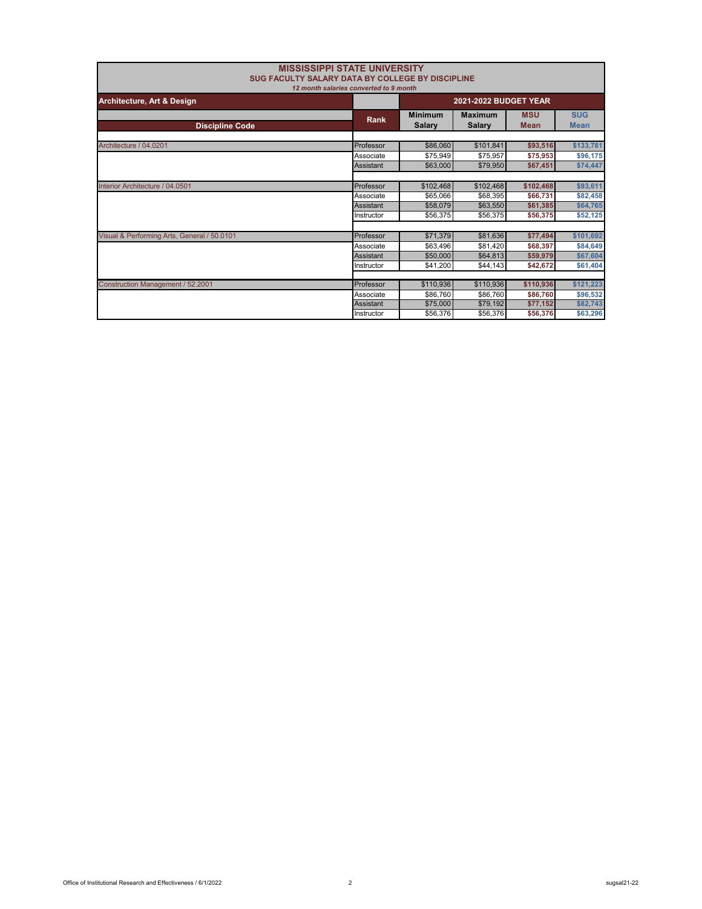# MISSISSIPPI STATE UNIVERSITY

## SUG FACULTY SALARY DATA BY COLLEGE BY DISCIPLINE

*12 month salaries converted to 9 month*

| Architecture, Art & Design | | 2021-2022 BUDGET YEAR | | | |
|---|---|---|---|---|---|
| **Discipline Code** | **Rank** | **Minimum Salary** | **Maximum Salary** | **MSU Mean** | **SUG Mean** |
| Architecture / 04.0201 | Professor | $86,060 | $101,841 | $93,516 | $133,781 |
| | Associate | $75,949 | $75,957 | $75,953 | $96,175 |
| | Assistant | $63,000 | $79,950 | $67,451 | $74,447 |
| Interior Architecture / 04.0501 | Professor | $102,468 | $102,468 | $102,468 | $93,611 |
| | Associate | $65,066 | $68,395 | $66,731 | $82,458 |
| | Assistant | $58,079 | $63,550 | $61,385 | $64,765 |
| | Instructor | $56,375 | $56,375 | $56,375 | $52,125 |
| Visual & Performing Arts, General / 50.0101 | Professor | $71,379 | $81,636 | $77,494 | $101,692 |
| | Associate | $63,496 | $81,420 | $68,397 | $84,649 |
| | Assistant | $50,000 | $64,813 | $59,979 | $67,604 |
| | Instructor | $41,200 | $44,143 | $42,672 | $61,404 |
| Construction Management / 52.2001 | Professor | $110,936 | $110,936 | $110,936 | $121,223 |
| | Associate | $86,760 | $86,760 | $86,760 | $96,532 |
| | Assistant | $75,000 | $79,192 | $77,152 | $82,743 |
| | Instructor | $56,376 | $56,376 | $56,376 | $63,296 |

Office of Institutional Research and Effectiveness / 6/1/2022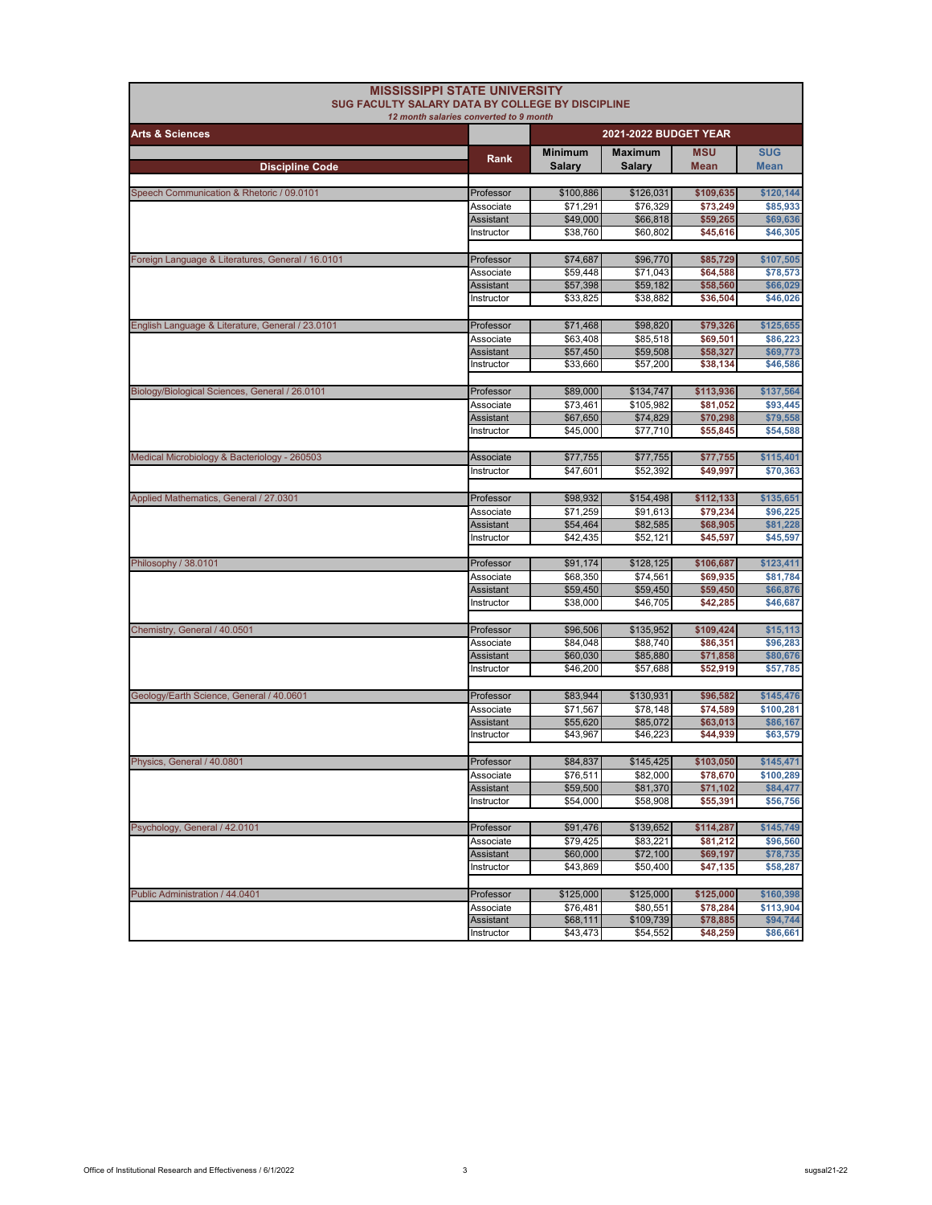# MISSISSIPPI STATE UNIVERSITY

## SUG FACULTY SALARY DATA BY COLLEGE BY DISCIPLINE

*12 month salaries converted to 9 month*

| Arts & Sciences | | 2021-2022 BUDGET YEAR | | | |
|---|---|---|---|---|---|
| **Discipline Code** | **Rank** | **Minimum Salary** | **Maximum Salary** | **MSU Mean** | **SUG Mean** |
| Speech Communication & Rhetoric / 09.0101 | Professor | $100,886 | $126,031 | $109,635 | $120,144 |
| | Associate | $71,291 | $76,329 | $73,249 | $85,933 |
| | Assistant | $49,000 | $66,818 | $59,265 | $69,636 |
| | Instructor | $38,760 | $60,802 | $45,616 | $46,305 |
| Foreign Language & Literatures, General / 16.0101 | Professor | $74,687 | $96,770 | $85,729 | $107,505 |
| | Associate | $59,448 | $71,043 | $64,588 | $78,573 |
| | Assistant | $57,398 | $59,182 | $58,560 | $66,029 |
| | Instructor | $33,825 | $38,882 | $36,504 | $46,026 |
| English Language & Literature, General / 23.0101 | Professor | $71,468 | $98,820 | $79,326 | $125,655 |
| | Associate | $63,408 | $85,518 | $69,501 | $86,223 |
| | Assistant | $57,450 | $59,508 | $58,327 | $69,773 |
| | Instructor | $33,660 | $57,200 | $38,134 | $46,586 |
| Biology/Biological Sciences, General / 26.0101 | Professor | $89,000 | $134,747 | $113,936 | $137,564 |
| | Associate | $73,461 | $105,982 | $81,052 | $93,445 |
| | Assistant | $67,650 | $74,829 | $70,298 | $79,558 |
| | Instructor | $45,000 | $77,710 | $55,845 | $54,588 |
| Medical Microbiology & Bacteriology - 260503 | Associate | $77,755 | $77,755 | $77,755 | $115,401 |
| | Instructor | $47,601 | $52,392 | $49,997 | $70,363 |
| Applied Mathematics, General / 27.0301 | Professor | $98,932 | $154,498 | $112,133 | $135,651 |
| | Associate | $71,259 | $91,613 | $79,234 | $96,225 |
| | Assistant | $54,464 | $82,585 | $68,905 | $81,228 |
| | Instructor | $42,435 | $52,121 | $45,597 | $45,597 |
| Philosophy / 38.0101 | Professor | $91,174 | $128,125 | $106,687 | $123,411 |
| | Associate | $68,350 | $74,561 | $69,935 | $81,784 |
| | Assistant | $59,450 | $59,450 | $59,450 | $66,876 |
| | Instructor | $38,000 | $46,705 | $42,285 | $46,687 |
| Chemistry, General / 40.0501 | Professor | $96,506 | $135,952 | $109,424 | $15,113 |
| | Associate | $84,048 | $88,740 | $86,351 | $96,283 |
| | Assistant | $60,030 | $85,880 | $71,858 | $80,676 |
| | Instructor | $46,200 | $57,688 | $52,919 | $57,785 |
| Geology/Earth Science, General / 40.0601 | Professor | $83,944 | $130,931 | $96,582 | $145,476 |
| | Associate | $71,567 | $78,148 | $74,589 | $100,281 |
| | Assistant | $55,620 | $85,072 | $63,013 | $86,167 |
| | Instructor | $43,967 | $46,223 | $44,939 | $63,579 |
| Physics, General / 40.0801 | Professor | $84,837 | $145,425 | $103,050 | $145,471 |
| | Associate | $76,511 | $82,000 | $78,670 | $100,289 |
| | Assistant | $59,500 | $81,370 | $71,102 | $84,477 |
| | Instructor | $54,000 | $58,908 | $55,391 | $56,756 |
| Psychology, General / 42.0101 | Professor | $91,476 | $139,652 | $114,287 | $145,749 |
| | Associate | $79,425 | $83,221 | $81,212 | $96,560 |
| | Assistant | $60,000 | $72,100 | $69,197 | $78,735 |
| | Instructor | $43,869 | $50,400 | $47,135 | $58,287 |
| Public Administration / 44.0401 | Professor | $125,000 | $125,000 | $125,000 | $160,398 |
| | Associate | $76,481 | $80,551 | $78,284 | $113,904 |
| | Assistant | $68,111 | $109,739 | $78,885 | $94,744 |
| | Instructor | $43,473 | $54,552 | $48,259 | $86,661 |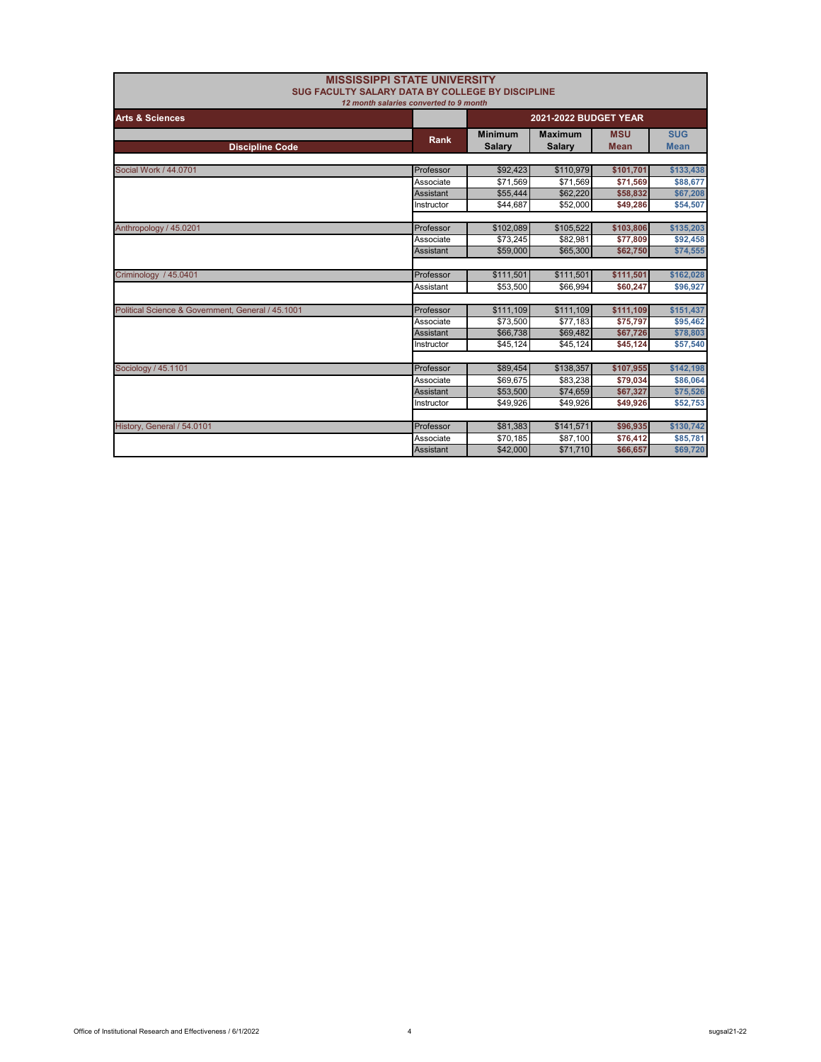# MISSISSIPPI STATE UNIVERSITY

## SUG FACULTY SALARY DATA BY COLLEGE BY DISCIPLINE

*12 month salaries converted to 9 month*

| Arts & Sciences | | 2021-2022 BUDGET YEAR | | | |
|---|---|---|---|---|---|
| Discipline Code | Rank | Minimum Salary | Maximum Salary | MSU Mean | SUG Mean |
| Social Work / 44.0701 | Professor | $92,423 | $110,979 | $101,701 | $133,438 |
| | Associate | $71,569 | $71,569 | $71,569 | $88,677 |
| | Assistant | $55,444 | $62,220 | $58,832 | $67,208 |
| | Instructor | $44,687 | $52,000 | $49,286 | $54,507 |
| Anthropology / 45.0201 | Professor | $102,089 | $105,522 | $103,806 | $135,203 |
| | Associate | $73,245 | $82,981 | $77,809 | $92,458 |
| | Assistant | $59,000 | $65,300 | $62,750 | $74,555 |
| Criminology / 45.0401 | Professor | $111,501 | $111,501 | $111,501 | $162,028 |
| | Assistant | $53,500 | $66,994 | $60,247 | $96,927 |
| Political Science & Government, General / 45.1001 | Professor | $111,109 | $111,109 | $111,109 | $151,437 |
| | Associate | $73,500 | $77,183 | $75,797 | $95,462 |
| | Assistant | $66,738 | $69,482 | $67,726 | $78,803 |
| | Instructor | $45,124 | $45,124 | $45,124 | $57,540 |
| Sociology / 45.1101 | Professor | $89,454 | $138,357 | $107,955 | $142,198 |
| | Associate | $69,675 | $83,238 | $79,034 | $86,064 |
| | Assistant | $53,500 | $74,659 | $67,327 | $75,526 |
| | Instructor | $49,926 | $49,926 | $49,926 | $52,753 |
| History, General / 54.0101 | Professor | $81,383 | $141,571 | $96,935 | $130,742 |
| | Associate | $70,185 | $87,100 | $76,412 | $85,781 |
| | Assistant | $42,000 | $71,710 | $66,657 | $69,720 |

Office of Institutional Research and Effectiveness / 6/1/2022

sugsal21-22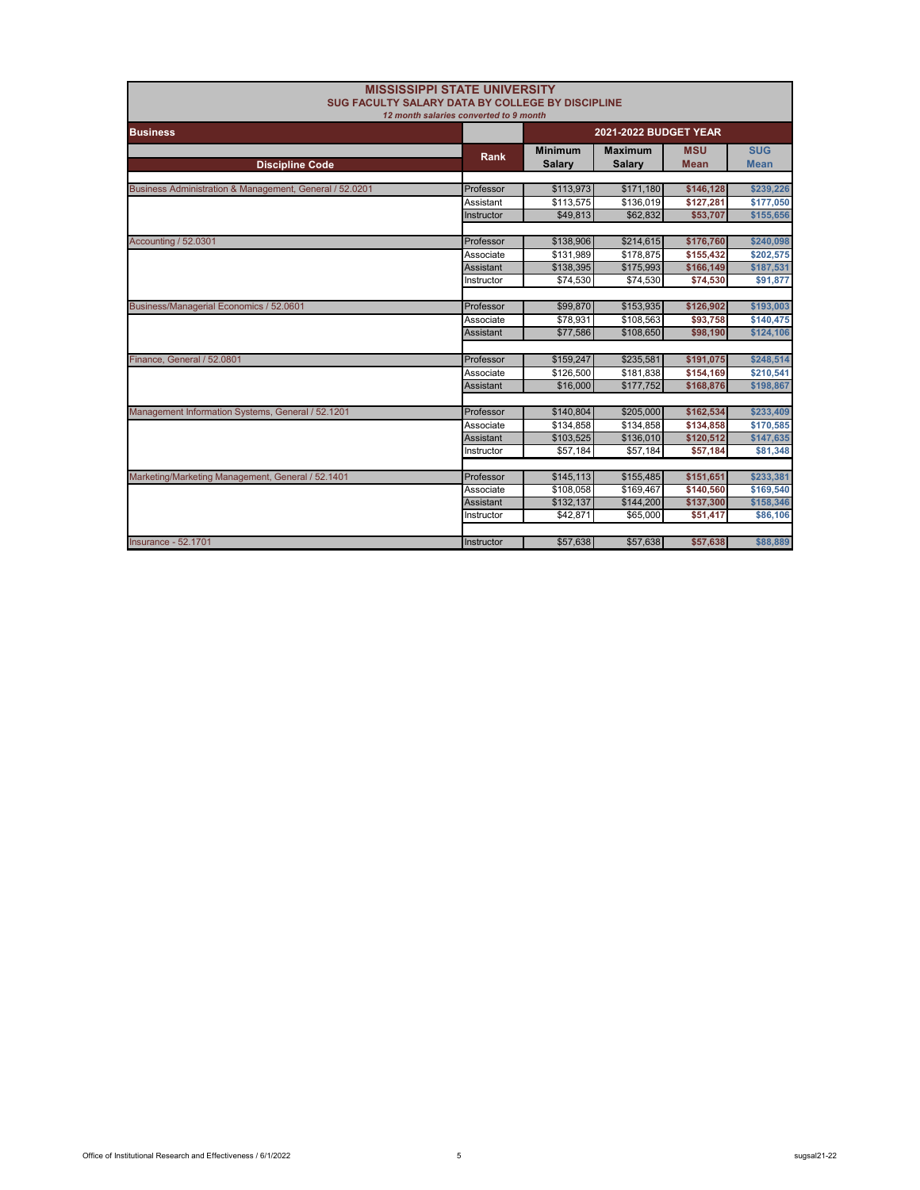# MISSISSIPPI STATE UNIVERSITY

## SUG FACULTY SALARY DATA BY COLLEGE BY DISCIPLINE

*12 month salaries converted to 9 month*

| Business | | 2021-2022 BUDGET YEAR | | | |
|---|---|---|---|---|---|
| **Discipline Code** | **Rank** | **Minimum Salary** | **Maximum Salary** | **MSU Mean** | **SUG Mean** |
| Business Administration & Management, General / 52.0201 | Professor | $113,973 | $171,180 | $146,128 | $239,226 |
| | Assistant | $113,575 | $136,019 | $127,281 | $177,050 |
| | Instructor | $49,813 | $62,832 | $53,707 | $155,656 |
| Accounting / 52.0301 | Professor | $138,906 | $214,615 | $176,760 | $240,098 |
| | Associate | $131,989 | $178,875 | $155,432 | $202,575 |
| | Assistant | $138,395 | $175,993 | $166,149 | $187,531 |
| | Instructor | $74,530 | $74,530 | $74,530 | $91,877 |
| Business/Managerial Economics / 52.0601 | Professor | $99,870 | $153,935 | $126,902 | $193,003 |
| | Associate | $78,931 | $108,563 | $93,758 | $140,475 |
| | Assistant | $77,586 | $108,650 | $98,190 | $124,106 |
| Finance, General / 52.0801 | Professor | $159,247 | $235,581 | $191,075 | $248,514 |
| | Associate | $126,500 | $181,838 | $154,169 | $210,541 |
| | Assistant | $16,000 | $177,752 | $168,876 | $198,867 |
| Management Information Systems, General / 52.1201 | Professor | $140,804 | $205,000 | $162,534 | $233,409 |
| | Associate | $134,858 | $134,858 | $134,858 | $170,585 |
| | Assistant | $103,525 | $136,010 | $120,512 | $147,635 |
| | Instructor | $57,184 | $57,184 | $57,184 | $81,348 |
| Marketing/Marketing Management, General / 52.1401 | Professor | $145,113 | $155,485 | $151,651 | $233,381 |
| | Associate | $108,058 | $169,467 | $140,560 | $169,540 |
| | Assistant | $132,137 | $144,200 | $137,300 | $158,346 |
| | Instructor | $42,871 | $65,000 | $51,417 | $86,106 |
| Insurance - 52.1701 | Instructor | $57,638 | $57,638 | $57,638 | $88,889 |

Office of Institutional Research and Effectiveness / 6/1/2022

sugsal21-22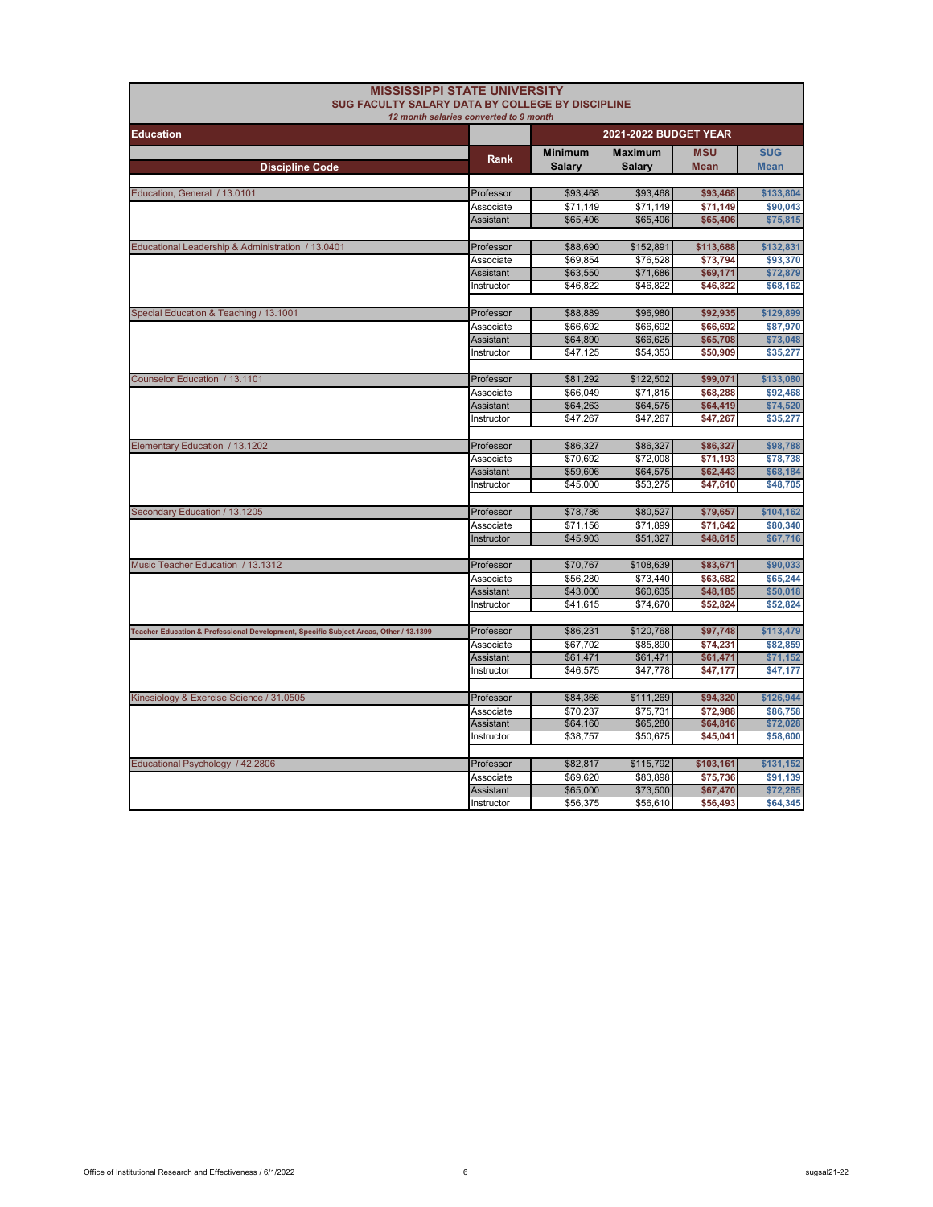# MISSISSIPPI STATE UNIVERSITY

## SUG FACULTY SALARY DATA BY COLLEGE BY DISCIPLINE

*12 month salaries converted to 9 month*

| Education | | 2021-2022 BUDGET YEAR | | | |
|---|---|---|---|---|---|
| **Discipline Code** | **Rank** | **Minimum Salary** | **Maximum Salary** | **MSU Mean** | **SUG Mean** |
| Education, General / 13.0101 | Professor | $93,468 | $93,468 | $93,468 | $133,804 |
| | Associate | $71,149 | $71,149 | $71,149 | $90,043 |
| | Assistant | $65,406 | $65,406 | $65,406 | $75,815 |
| Educational Leadership & Administration / 13.0401 | Professor | $88,690 | $152,891 | $113,688 | $132,831 |
| | Associate | $69,854 | $76,528 | $73,794 | $93,370 |
| | Assistant | $63,550 | $71,686 | $69,171 | $72,879 |
| | Instructor | $46,822 | $46,822 | $46,822 | $68,162 |
| Special Education & Teaching / 13.1001 | Professor | $88,889 | $96,980 | $92,935 | $129,899 |
| | Associate | $66,692 | $66,692 | $66,692 | $87,970 |
| | Assistant | $64,890 | $66,625 | $65,708 | $73,048 |
| | Instructor | $47,125 | $54,353 | $50,909 | $35,277 |
| Counselor Education / 13.1101 | Professor | $81,292 | $122,502 | $99,071 | $133,080 |
| | Associate | $66,049 | $71,815 | $68,288 | $92,468 |
| | Assistant | $64,263 | $64,575 | $64,419 | $74,520 |
| | Instructor | $47,267 | $47,267 | $47,267 | $35,277 |
| Elementary Education / 13.1202 | Professor | $86,327 | $86,327 | $86,327 | $98,788 |
| | Associate | $70,692 | $72,008 | $71,193 | $78,738 |
| | Assistant | $59,606 | $64,575 | $62,443 | $68,184 |
| | Instructor | $45,000 | $53,275 | $47,610 | $48,705 |
| Secondary Education / 13.1205 | Professor | $78,786 | $80,527 | $79,657 | $104,162 |
| | Associate | $71,156 | $71,899 | $71,642 | $80,340 |
| | Instructor | $45,903 | $51,327 | $48,615 | $67,716 |
| Music Teacher Education / 13.1312 | Professor | $70,767 | $108,639 | $83,671 | $90,033 |
| | Associate | $56,280 | $73,440 | $63,682 | $65,244 |
| | Assistant | $43,000 | $60,635 | $48,185 | $50,018 |
| | Instructor | $41,615 | $74,670 | $52,824 | $52,824 |
| Teacher Education & Professional Development, Specific Subject Areas, Other / 13.1399 | Professor | $86,231 | $120,768 | $97,748 | $113,479 |
| | Associate | $67,702 | $85,890 | $74,231 | $82,859 |
| | Assistant | $61,471 | $61,471 | $61,471 | $71,152 |
| | Instructor | $46,575 | $47,778 | $47,177 | $47,177 |
| Kinesiology & Exercise Science / 31.0505 | Professor | $84,366 | $111,269 | $94,320 | $126,944 |
| | Associate | $70,237 | $75,731 | $72,988 | $86,758 |
| | Assistant | $64,160 | $65,280 | $64,816 | $72,028 |
| | Instructor | $38,757 | $50,675 | $45,041 | $58,600 |
| Educational Psychology / 42.2806 | Professor | $82,817 | $115,792 | $103,161 | $131,152 |
| | Associate | $69,620 | $83,898 | $75,736 | $91,139 |
| | Assistant | $65,000 | $73,500 | $67,470 | $72,285 |
| | Instructor | $56,375 | $56,610 | $56,493 | $64,345 |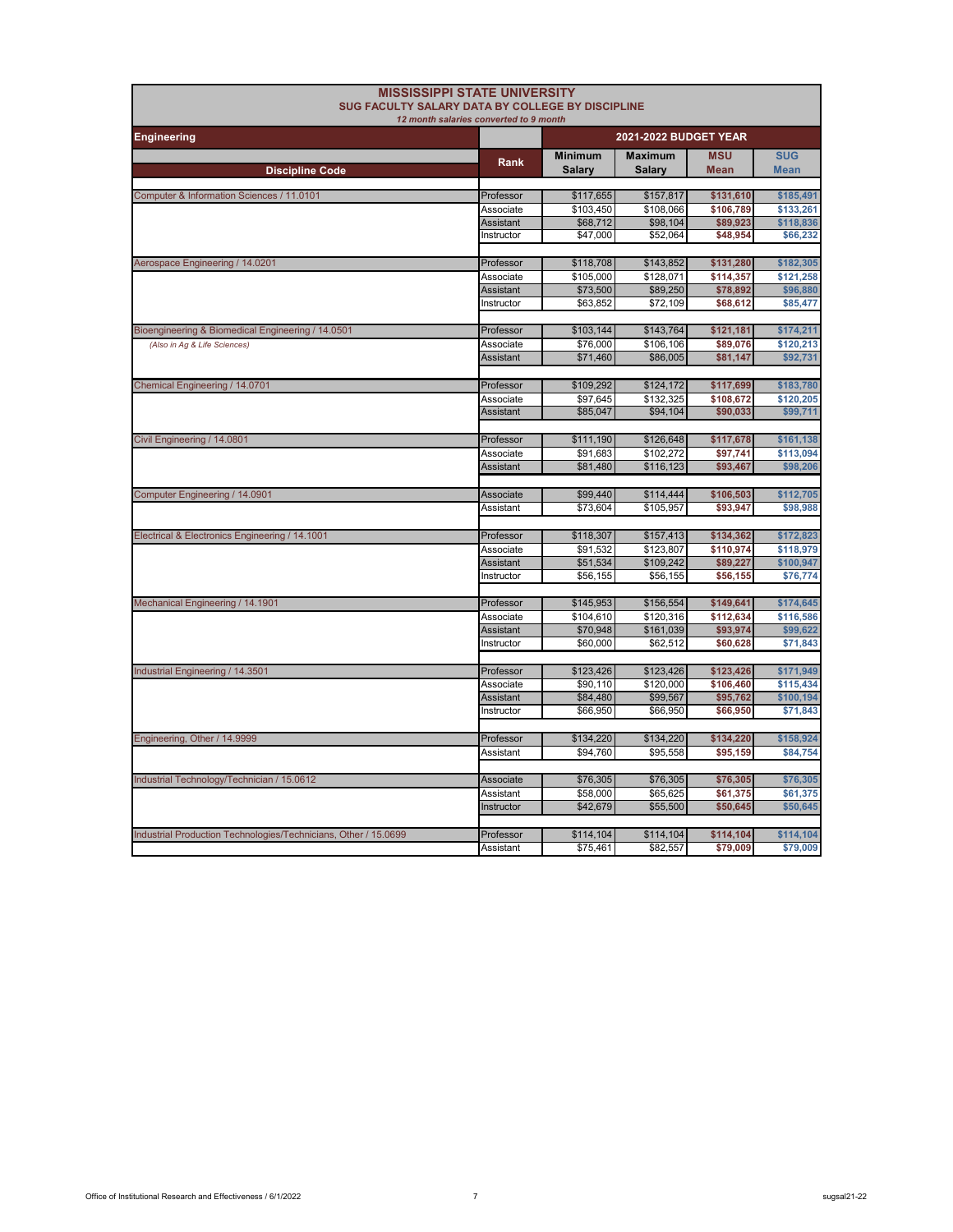# MISSISSIPPI STATE UNIVERSITY

## SUG FACULTY SALARY DATA BY COLLEGE BY DISCIPLINE

*12 month salaries converted to 9 month*

| Engineering | | 2021-2022 BUDGET YEAR | | | |
|---|---|---|---|---|---|
| Discipline Code | Rank | Minimum Salary | Maximum Salary | MSU Mean | SUG Mean |
| Computer & Information Sciences / 11.0101 | Professor | $117,655 | $157,817 | $131,610 | $185,491 |
| | Associate | $103,450 | $108,066 | $106,789 | $133,261 |
| | Assistant | $68,712 | $98,104 | $89,923 | $118,836 |
| | Instructor | $47,000 | $52,064 | $48,954 | $66,232 |
| Aerospace Engineering / 14.0201 | Professor | $118,708 | $143,852 | $131,280 | $182,305 |
| | Associate | $105,000 | $128,071 | $114,357 | $121,258 |
| | Assistant | $73,500 | $89,250 | $78,892 | $96,880 |
| | Instructor | $63,852 | $72,109 | $68,612 | $85,477 |
| Bioengineering & Biomedical Engineering / 14.0501 | Professor | $103,144 | $143,764 | $121,181 | $174,211 |
| *(Also in Ag & Life Sciences)* | Associate | $76,000 | $106,106 | $89,076 | $120,213 |
| | Assistant | $71,460 | $86,005 | $81,147 | $92,731 |
| Chemical Engineering / 14.0701 | Professor | $109,292 | $124,172 | $117,699 | $183,780 |
| | Associate | $97,645 | $132,325 | $108,672 | $120,205 |
| | Assistant | $85,047 | $94,104 | $90,033 | $99,711 |
| Civil Engineering / 14.0801 | Professor | $111,190 | $126,648 | $117,678 | $161,138 |
| | Associate | $91,683 | $102,272 | $97,741 | $113,094 |
| | Assistant | $81,480 | $116,123 | $93,467 | $98,206 |
| Computer Engineering / 14.0901 | Associate | $99,440 | $114,444 | $106,503 | $112,705 |
| | Assistant | $73,604 | $105,957 | $93,947 | $98,988 |
| Electrical & Electronics Engineering / 14.1001 | Professor | $118,307 | $157,413 | $134,362 | $172,823 |
| | Associate | $91,532 | $123,807 | $110,974 | $118,979 |
| | Assistant | $51,534 | $109,242 | $89,227 | $100,947 |
| | Instructor | $56,155 | $56,155 | $56,155 | $76,774 |
| Mechanical Engineering / 14.1901 | Professor | $145,953 | $156,554 | $149,641 | $174,645 |
| | Associate | $104,610 | $120,316 | $112,634 | $116,586 |
| | Assistant | $70,948 | $161,039 | $93,974 | $99,622 |
| | Instructor | $60,000 | $62,512 | $60,628 | $71,843 |
| Industrial Engineering / 14.3501 | Professor | $123,426 | $123,426 | $123,426 | $171,949 |
| | Associate | $90,110 | $120,000 | $106,460 | $115,434 |
| | Assistant | $84,480 | $99,567 | $95,762 | $100,194 |
| | Instructor | $66,950 | $66,950 | $66,950 | $71,843 |
| Engineering, Other / 14.9999 | Professor | $134,220 | $134,220 | $134,220 | $158,924 |
| | Assistant | $94,760 | $95,558 | $95,159 | $84,754 |
| Industrial Technology/Technician / 15.0612 | Associate | $76,305 | $76,305 | $76,305 | $76,305 |
| | Assistant | $58,000 | $65,625 | $61,375 | $61,375 |
| | Instructor | $42,679 | $55,500 | $50,645 | $50,645 |
| Industrial Production Technologies/Technicians, Other / 15.0699 | Professor | $114,104 | $114,104 | $114,104 | $114,104 |
| | Assistant | $75,461 | $82,557 | $79,009 | $79,009 |

Office of Institutional Research and Effectiveness / 6/1/2022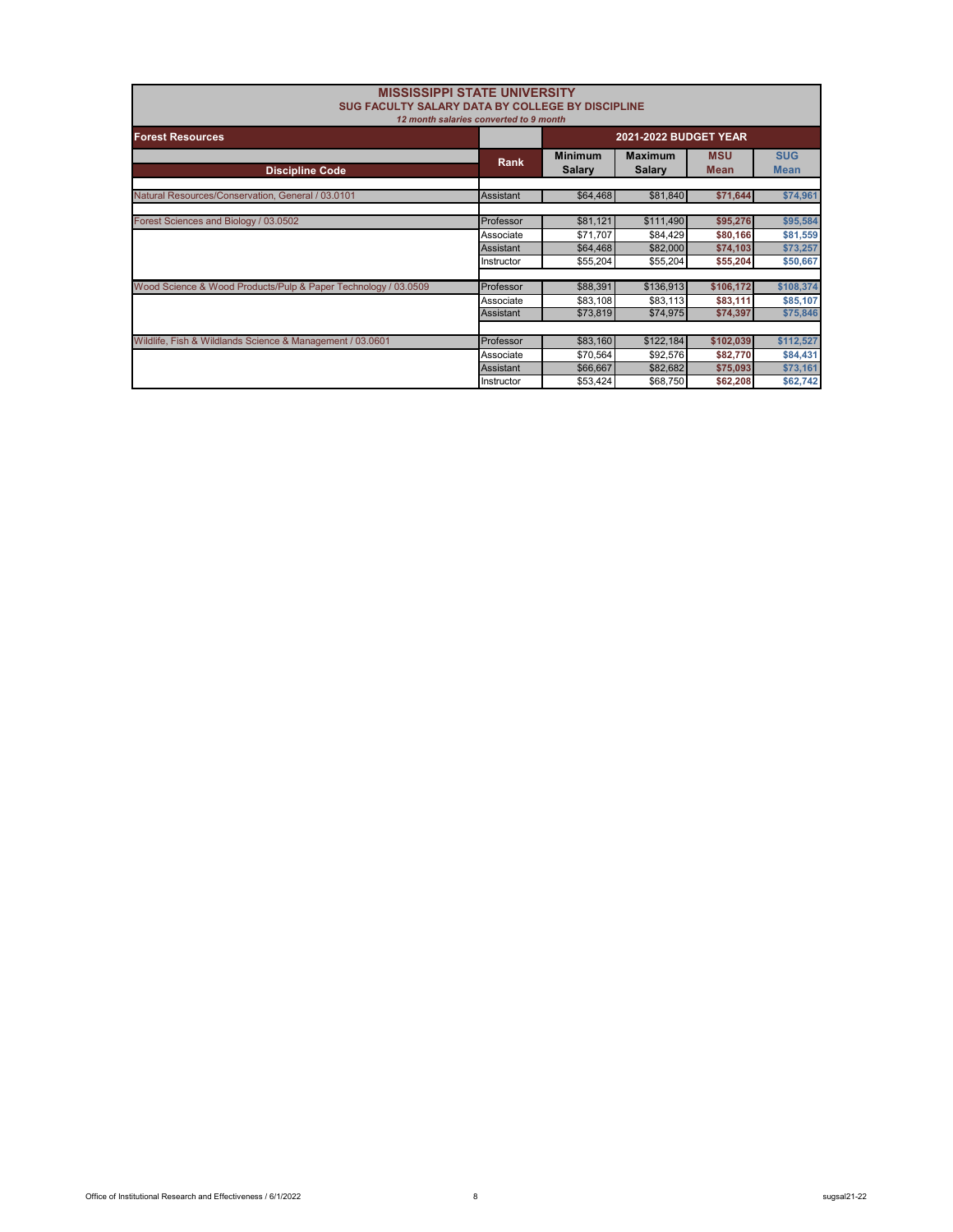# MISSISSIPPI STATE UNIVERSITY

## SUG FACULTY SALARY DATA BY COLLEGE BY DISCIPLINE

*12 month salaries converted to 9 month*

| Forest Resources | | 2021-2022 BUDGET YEAR | | | |
|---|---|---|---|---|---|
| **Discipline Code** | **Rank** | **Minimum Salary** | **Maximum Salary** | **MSU Mean** | **SUG Mean** |
| Natural Resources/Conservation, General / 03.0101 | Assistant | $64,468 | $81,840 | **$71,644** | **$74,961** |
| Forest Sciences and Biology / 03.0502 | Professor | $81,121 | $111,490 | **$95,276** | **$95,584** |
| | Associate | $71,707 | $84,429 | **$80,166** | **$81,559** |
| | Assistant | $64,468 | $82,000 | **$74,103** | **$73,257** |
| | Instructor | $55,204 | $55,204 | **$55,204** | **$50,667** |
| Wood Science & Wood Products/Pulp & Paper Technology / 03.0509 | Professor | $88,391 | $136,913 | **$106,172** | **$108,374** |
| | Associate | $83,108 | $83,113 | **$83,111** | **$85,107** |
| | Assistant | $73,819 | $74,975 | **$74,397** | **$75,846** |
| Wildlife, Fish & Wildlands Science & Management / 03.0601 | Professor | $83,160 | $122,184 | **$102,039** | **$112,527** |
| | Associate | $70,564 | $92,576 | **$82,770** | **$84,431** |
| | Assistant | $66,667 | $82,682 | **$75,093** | **$73,161** |
| | Instructor | $53,424 | $68,750 | **$62,208** | **$62,742** |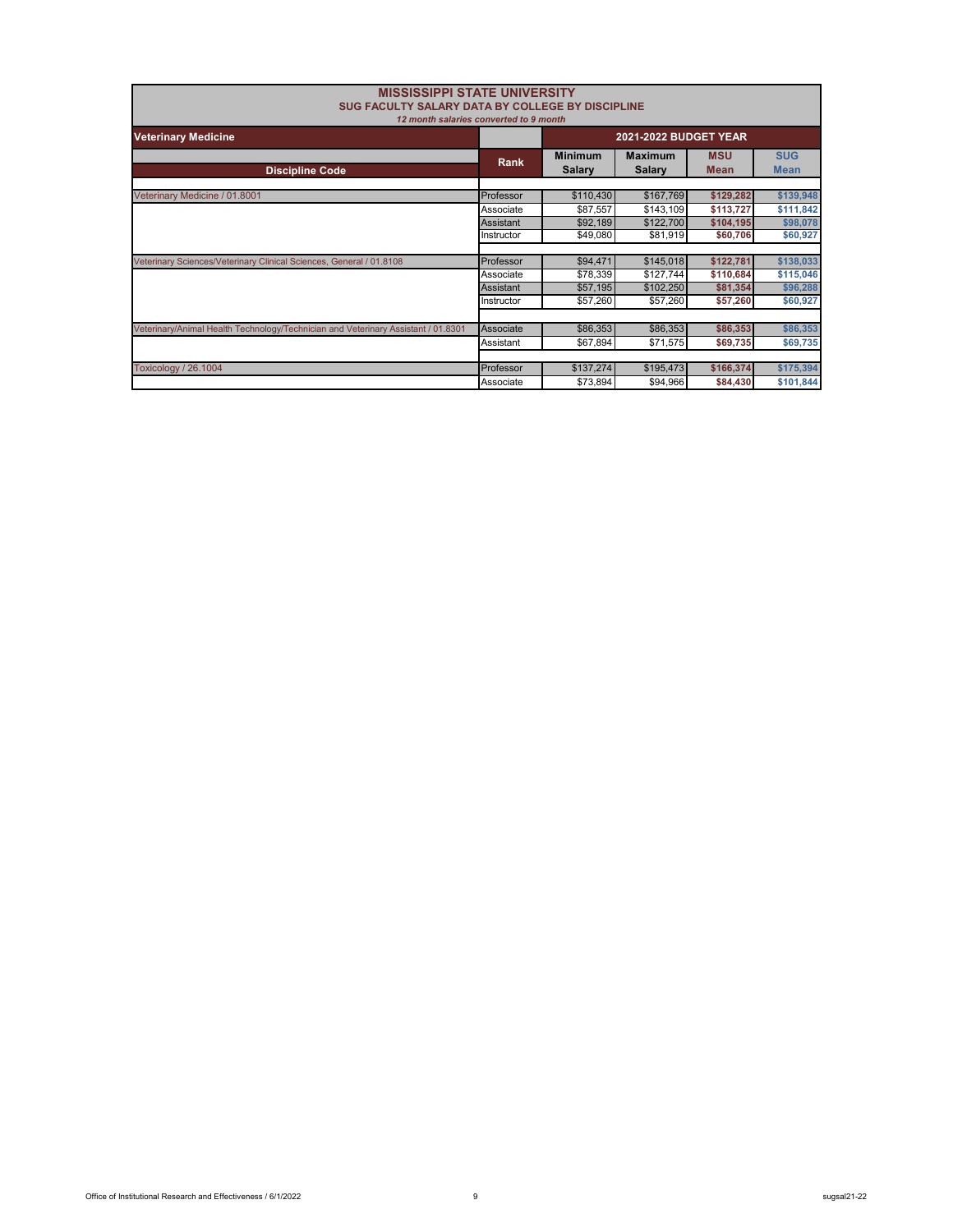# MISSISSIPPI STATE UNIVERSITY

## SUG FACULTY SALARY DATA BY COLLEGE BY DISCIPLINE

*12 month salaries converted to 9 month*

| Veterinary Medicine | | 2021-2022 BUDGET YEAR | | | |
|---|---|---|---|---|---|
| **Discipline Code** | **Rank** | **Minimum Salary** | **Maximum Salary** | **MSU Mean** | **SUG Mean** |
| Veterinary Medicine / 01.8001 | Professor | $110,430 | $167,769 | $129,282 | $139,948 |
| | Associate | $87,557 | $143,109 | $113,727 | $111,842 |
| | Assistant | $92,189 | $122,700 | $104,195 | $98,078 |
| | Instructor | $49,080 | $81,919 | $60,706 | $60,927 |
| Veterinary Sciences/Veterinary Clinical Sciences, General / 01.8108 | Professor | $94,471 | $145,018 | $122,781 | $138,033 |
| | Associate | $78,339 | $127,744 | $110,684 | $115,046 |
| | Assistant | $57,195 | $102,250 | $81,354 | $96,288 |
| | Instructor | $57,260 | $57,260 | $57,260 | $60,927 |
| Veterinary/Animal Health Technology/Technician and Veterinary Assistant / 01.8301 | Associate | $86,353 | $86,353 | $86,353 | $86,353 |
| | Assistant | $67,894 | $71,575 | $69,735 | $69,735 |
| Toxicology / 26.1004 | Professor | $137,274 | $195,473 | $166,374 | $175,394 |
| | Associate | $73,894 | $94,966 | $84,430 | $101,844 |

Office of Institutional Research and Effectiveness / 6/1/2022

sugsal21-22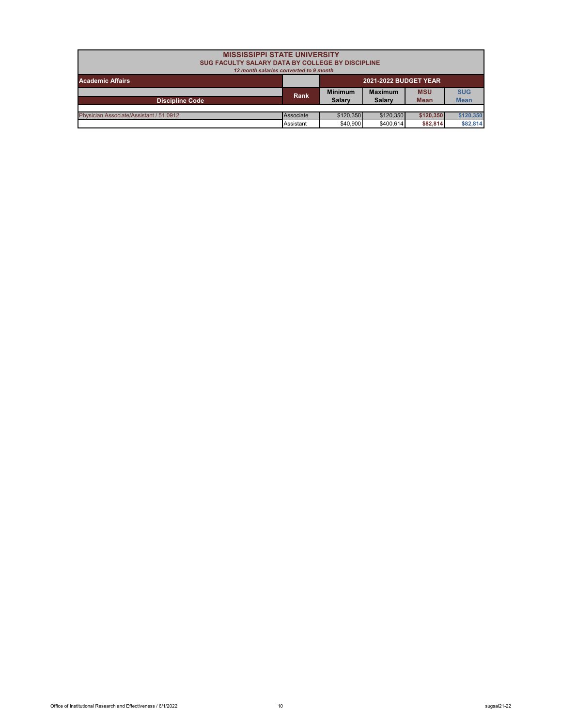# MISSISSIPPI STATE UNIVERSITY

## SUG FACULTY SALARY DATA BY COLLEGE BY DISCIPLINE

*12 month salaries converted to 9 month*

| Academic Affairs | | 2021-2022 BUDGET YEAR | | | |
|---|---|---|---|---|---|
| **Discipline Code** | **Rank** | **Minimum Salary** | **Maximum Salary** | **MSU Mean** | **SUG Mean** |
| Physician Associate/Assistant / 51.0912 | Associate | $120,350 | $120,350 | **$120,350** | **$120,350** |
| | Assistant | $40,900 | $400,614 | **$82,814** | **$82,814** |

Office of Institutional Research and Effectiveness / 6/1/2022

sugsal21-22